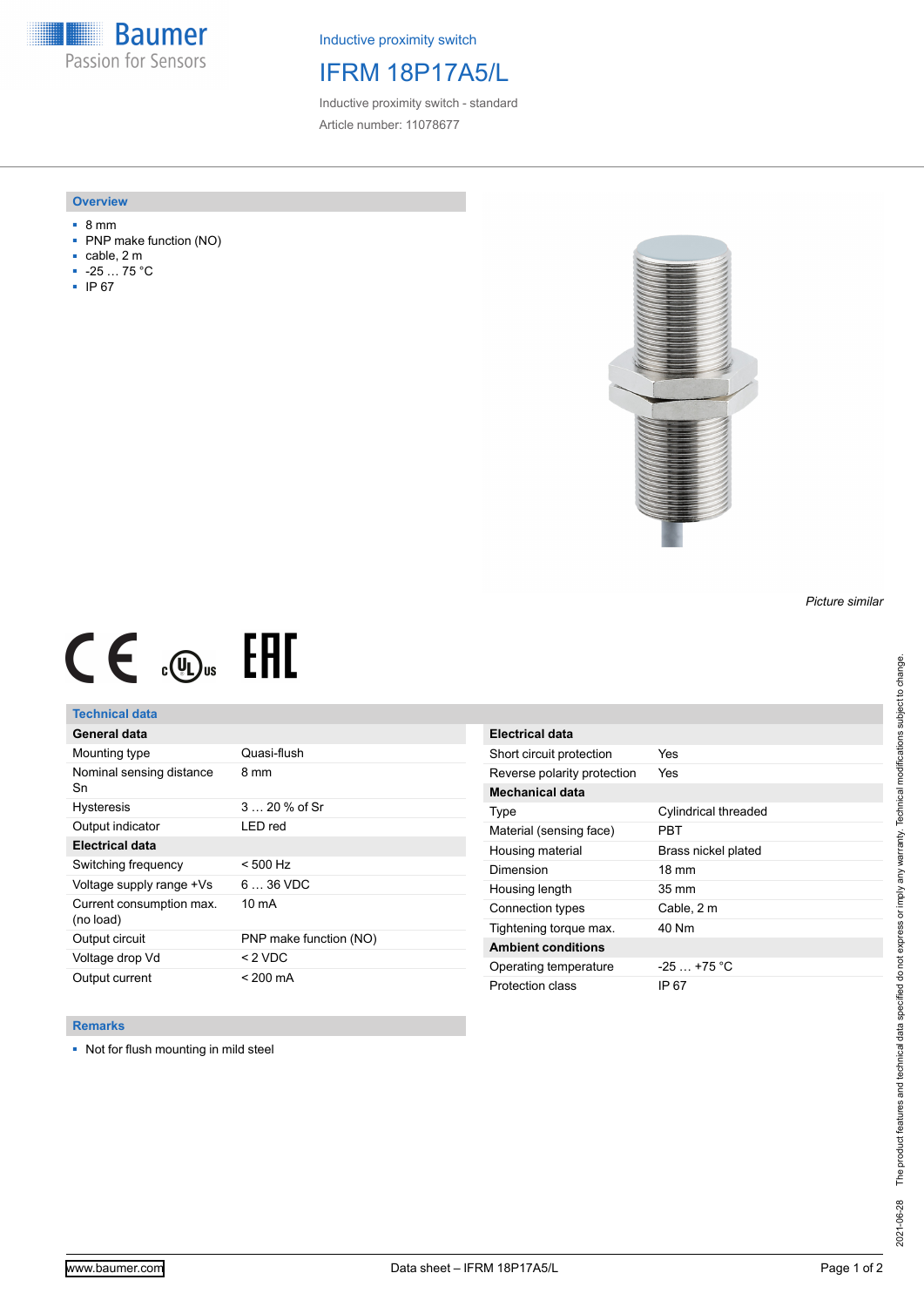Baumer
Passion for Sensors

Inductive proximity switch

# IFRM 18P17A5/L

Inductive proximity switch - standard

Article number: 11078677

## Overview

- 8 mm
- PNP make function (NO)
- cable, 2 m
- -25 … 75 °C
- IP 67

*Picture similar*

## Technical data

| General data | |
|---|---|
| Mounting type | Quasi-flush |
| Nominal sensing distance Sn | 8 mm |
| Hysteresis | 3 … 20 % of Sr |
| Output indicator | LED red |
| **Electrical data** | |
| Switching frequency | < 500 Hz |
| Voltage supply range +Vs | 6 … 36 VDC |
| Current consumption max. (no load) | 10 mA |
| Output circuit | PNP make function (NO) |
| Voltage drop Vd | < 2 VDC |
| Output current | < 200 mA |

| Electrical data | |
|---|---|
| Short circuit protection | Yes |
| Reverse polarity protection | Yes |
| **Mechanical data** | |
| Type | Cylindrical threaded |
| Material (sensing face) | PBT |
| Housing material | Brass nickel plated |
| Dimension | 18 mm |
| Housing length | 35 mm |
| Connection types | Cable, 2 m |
| Tightening torque max. | 40 Nm |
| **Ambient conditions** | |
| Operating temperature | -25 … +75 °C |
| Protection class | IP 67 |

## Remarks

- Not for flush mounting in mild steel

2021-06-28 The product features and technical data specified do not express or imply any warranty. Technical modifications subject to change.

www.baumer.com Data sheet – IFRM 18P17A5/L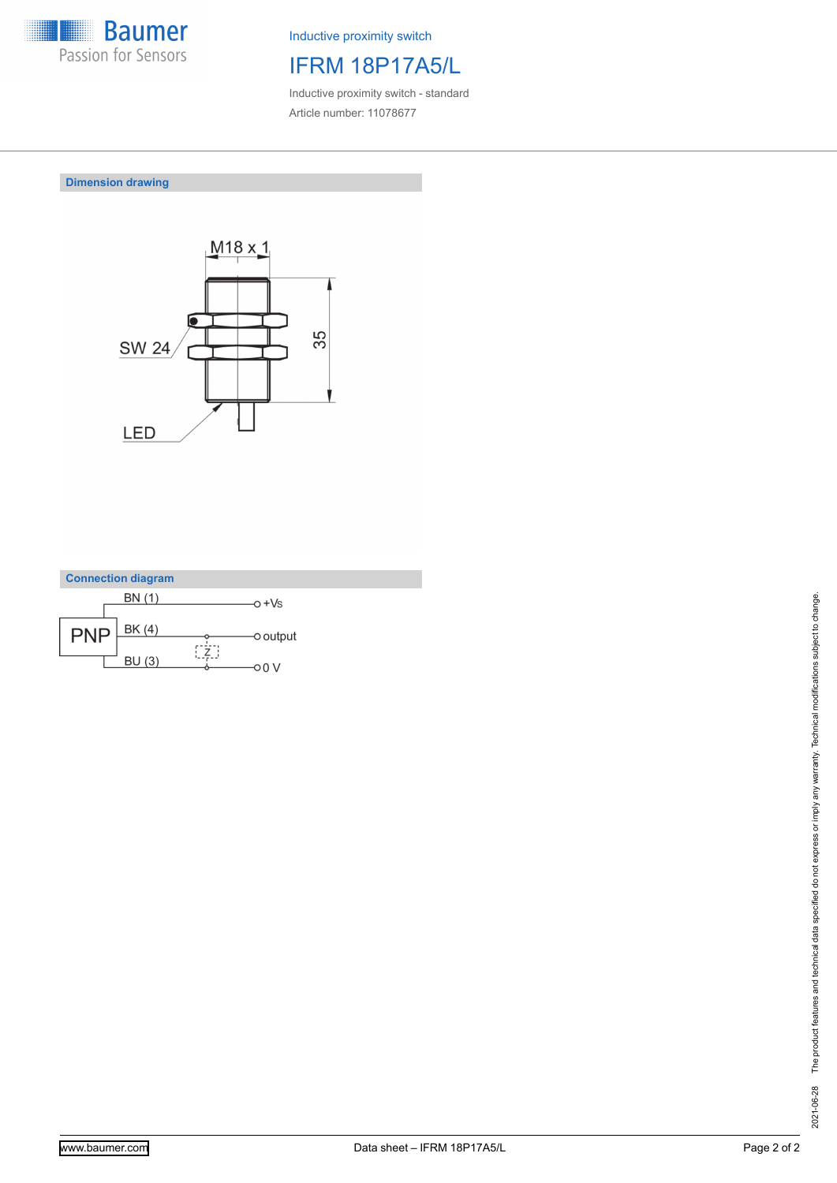Inductive proximity switch

# IFRM 18P17A5/L

Inductive proximity switch - standard

Article number: 11078677

## Dimension drawing

M18 x 1

SW 24

35

LED

## Connection diagram

PNP

BN (1)

+Vs

BK (4)

output

Z

BU (3)

0 V

2021-06-28 The product features and technical data specified do not express or imply any warranty. Technical modifications subject to change.